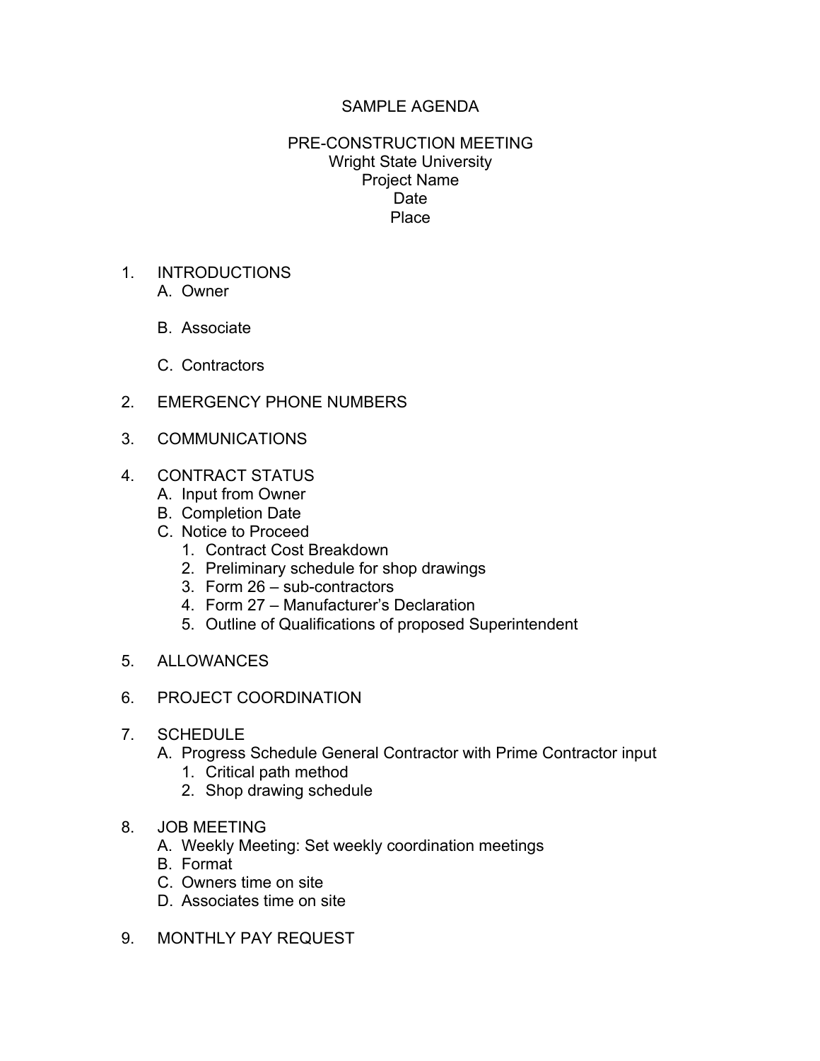SAMPLE AGENDA

PRE-CONSTRUCTION MEETING
Wright State University
Project Name
Date
Place

1. INTRODUCTIONS
   A. Owner

   B. Associate

   C. Contractors

2. EMERGENCY PHONE NUMBERS

3. COMMUNICATIONS

4. CONTRACT STATUS
   A. Input from Owner
   B. Completion Date
   C. Notice to Proceed
      1. Contract Cost Breakdown
      2. Preliminary schedule for shop drawings
      3. Form 26 – sub-contractors
      4. Form 27 – Manufacturer's Declaration
      5. Outline of Qualifications of proposed Superintendent

5. ALLOWANCES

6. PROJECT COORDINATION

7. SCHEDULE
   A. Progress Schedule General Contractor with Prime Contractor input
      1. Critical path method
      2. Shop drawing schedule

8. JOB MEETING
   A. Weekly Meeting: Set weekly coordination meetings
   B. Format
   C. Owners time on site
   D. Associates time on site

9. MONTHLY PAY REQUEST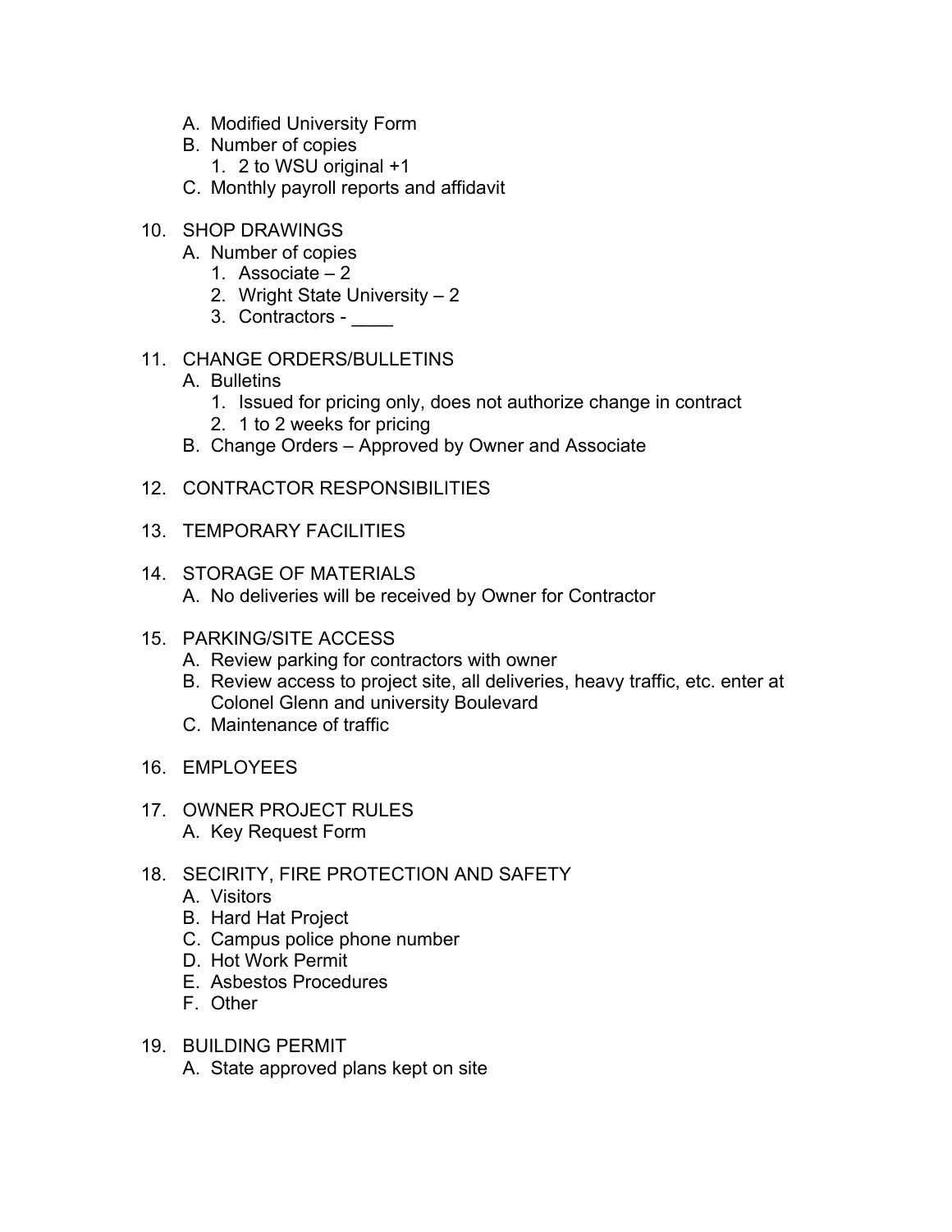A. Modified University Form
   B. Number of copies
      1. 2 to WSU original +1
   C. Monthly payroll reports and affidavit

10. SHOP DRAWINGS
    A. Number of copies
       1. Associate – 2
       2. Wright State University – 2
       3. Contractors - ____

11. CHANGE ORDERS/BULLETINS
    A. Bulletins
       1. Issued for pricing only, does not authorize change in contract
       2. 1 to 2 weeks for pricing
    B. Change Orders – Approved by Owner and Associate

12. CONTRACTOR RESPONSIBILITIES

13. TEMPORARY FACILITIES

14. STORAGE OF MATERIALS
    A. No deliveries will be received by Owner for Contractor

15. PARKING/SITE ACCESS
    A. Review parking for contractors with owner
    B. Review access to project site, all deliveries, heavy traffic, etc. enter at Colonel Glenn and university Boulevard
    C. Maintenance of traffic

16. EMPLOYEES

17. OWNER PROJECT RULES
    A. Key Request Form

18. SECIRITY, FIRE PROTECTION AND SAFETY
    A. Visitors
    B. Hard Hat Project
    C. Campus police phone number
    D. Hot Work Permit
    E. Asbestos Procedures
    F. Other

19. BUILDING PERMIT
    A. State approved plans kept on site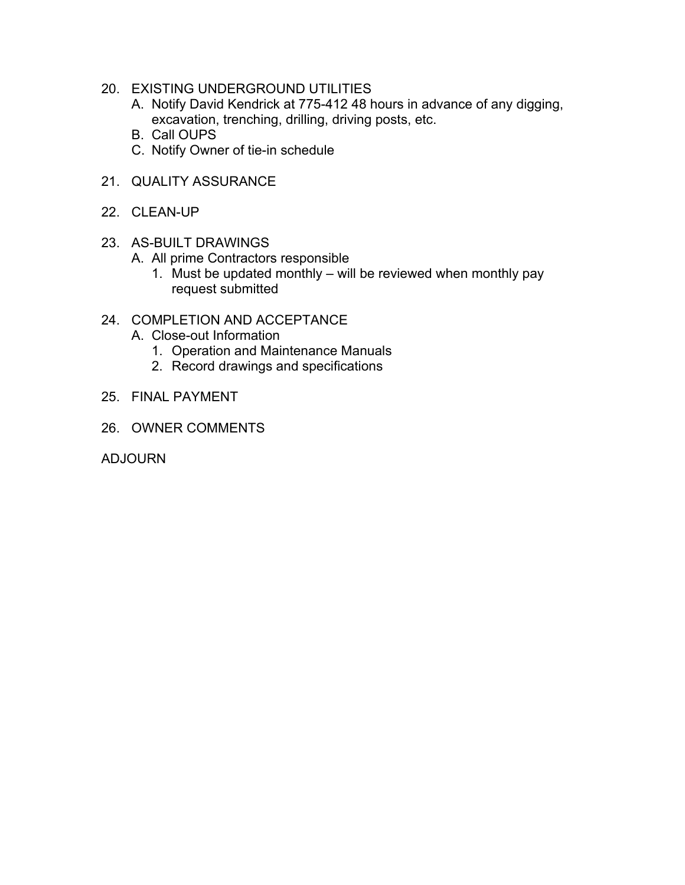20. EXISTING UNDERGROUND UTILITIES
    A. Notify David Kendrick at 775-412 48 hours in advance of any digging, excavation, trenching, drilling, driving posts, etc.
    B. Call OUPS
    C. Notify Owner of tie-in schedule

21. QUALITY ASSURANCE

22. CLEAN-UP

23. AS-BUILT DRAWINGS
    A. All prime Contractors responsible
        1. Must be updated monthly – will be reviewed when monthly pay request submitted

24. COMPLETION AND ACCEPTANCE
    A. Close-out Information
        1. Operation and Maintenance Manuals
        2. Record drawings and specifications

25. FINAL PAYMENT

26. OWNER COMMENTS

ADJOURN